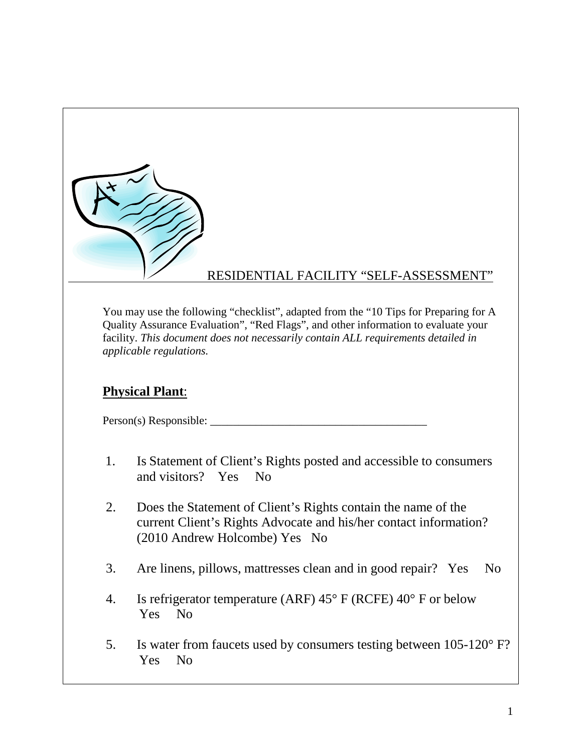# RESIDENTIAL FACILITY "SELF-ASSESSMENT"

You may use the following "checklist", adapted from the "10 Tips for Preparing for A Quality Assurance Evaluation", "Red Flags", and other information to evaluate your facility. *This document does not necessarily contain ALL requirements detailed in applicable regulations.*

## **Physical Plant**:

Person(s) Responsible: ______________________________________

1. Is Statement of Client's Rights posted and accessible to consumers and visitors? Yes No

2. Does the Statement of Client's Rights contain the name of the current Client's Rights Advocate and his/her contact information? (2010 Andrew Holcombe) Yes No

3. Are linens, pillows, mattresses clean and in good repair? Yes No

4. Is refrigerator temperature (ARF) 45° F (RCFE) 40° F or below Yes No

5. Is water from faucets used by consumers testing between 105-120° F? Yes No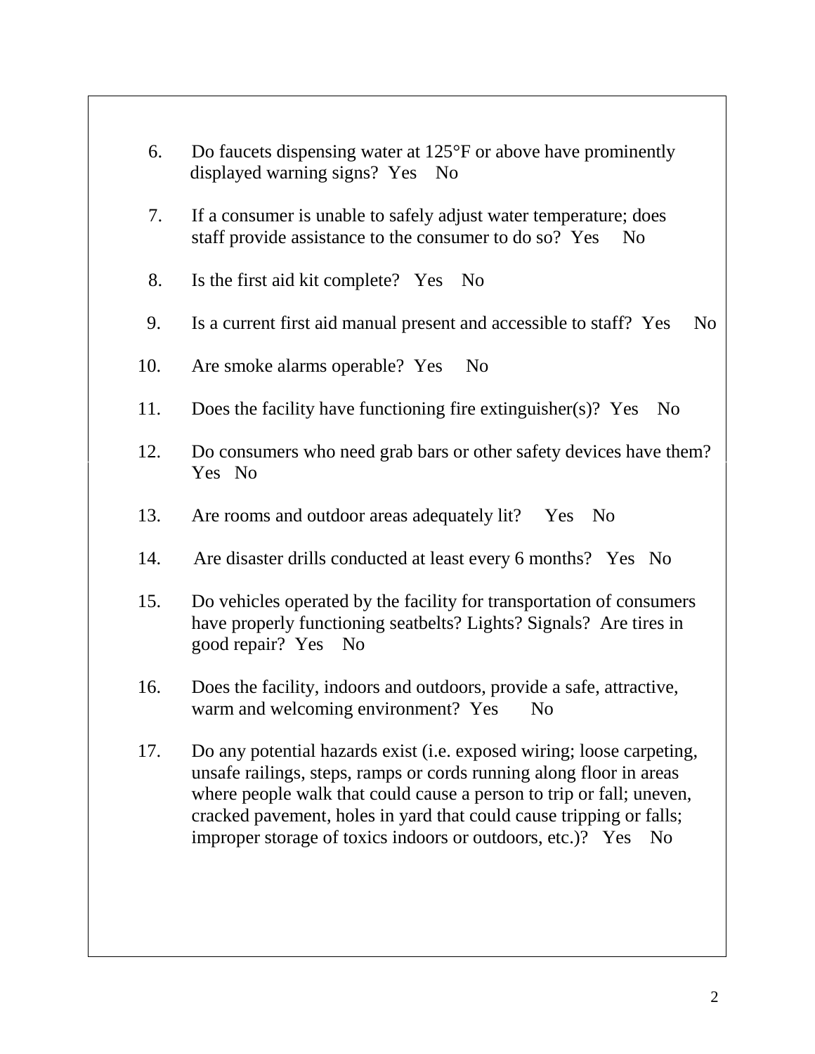6. Do faucets dispensing water at 125°F or above have prominently displayed warning signs?  Yes    No

7. If a consumer is unable to safely adjust water temperature; does staff provide assistance to the consumer to do so?  Yes     No

8. Is the first aid kit complete?   Yes    No

9. Is a current first aid manual present and accessible to staff?  Yes     No

10. Are smoke alarms operable?  Yes     No

11. Does the facility have functioning fire extinguisher(s)?  Yes    No

12. Do consumers who need grab bars or other safety devices have them?  Yes   No

13. Are rooms and outdoor areas adequately lit?     Yes    No

14. Are disaster drills conducted at least every 6 months?   Yes   No

15. Do vehicles operated by the facility for transportation of consumers have properly functioning seatbelts? Lights? Signals?  Are tires in good repair?  Yes    No

16. Does the facility, indoors and outdoors, provide a safe, attractive, warm and welcoming environment?  Yes       No

17. Do any potential hazards exist (i.e. exposed wiring; loose carpeting, unsafe railings, steps, ramps or cords running along floor in areas where people walk that could cause a person to trip or fall; uneven, cracked pavement, holes in yard that could cause tripping or falls; improper storage of toxics indoors or outdoors, etc.)?   Yes    No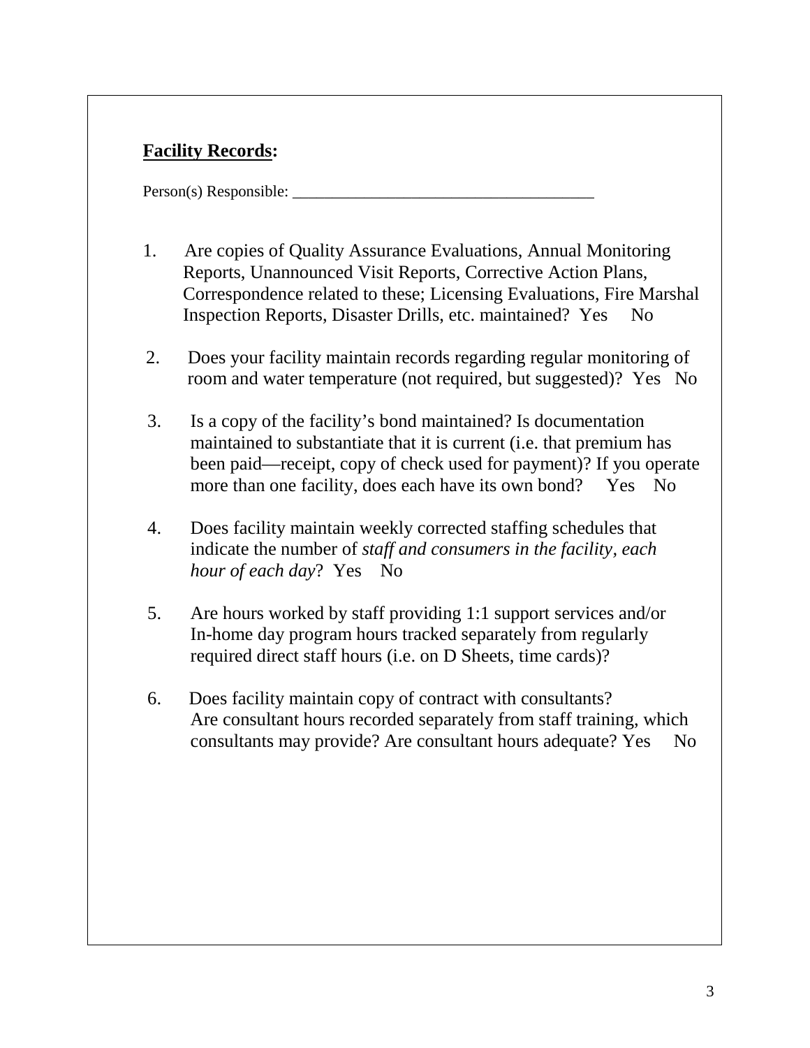**<u>Facility Records</u>:**

Person(s) Responsible: ______________________________________

1. Are copies of Quality Assurance Evaluations, Annual Monitoring Reports, Unannounced Visit Reports, Corrective Action Plans, Correspondence related to these; Licensing Evaluations, Fire Marshal Inspection Reports, Disaster Drills, etc. maintained? Yes No

2. Does your facility maintain records regarding regular monitoring of room and water temperature (not required, but suggested)? Yes No

3. Is a copy of the facility's bond maintained? Is documentation maintained to substantiate that it is current (i.e. that premium has been paid—receipt, copy of check used for payment)? If you operate more than one facility, does each have its own bond? Yes No

4. Does facility maintain weekly corrected staffing schedules that indicate the number of *staff and consumers in the facility, each hour of each day*? Yes No

5. Are hours worked by staff providing 1:1 support services and/or In-home day program hours tracked separately from regularly required direct staff hours (i.e. on D Sheets, time cards)?

6. Does facility maintain copy of contract with consultants? Are consultant hours recorded separately from staff training, which consultants may provide? Are consultant hours adequate? Yes No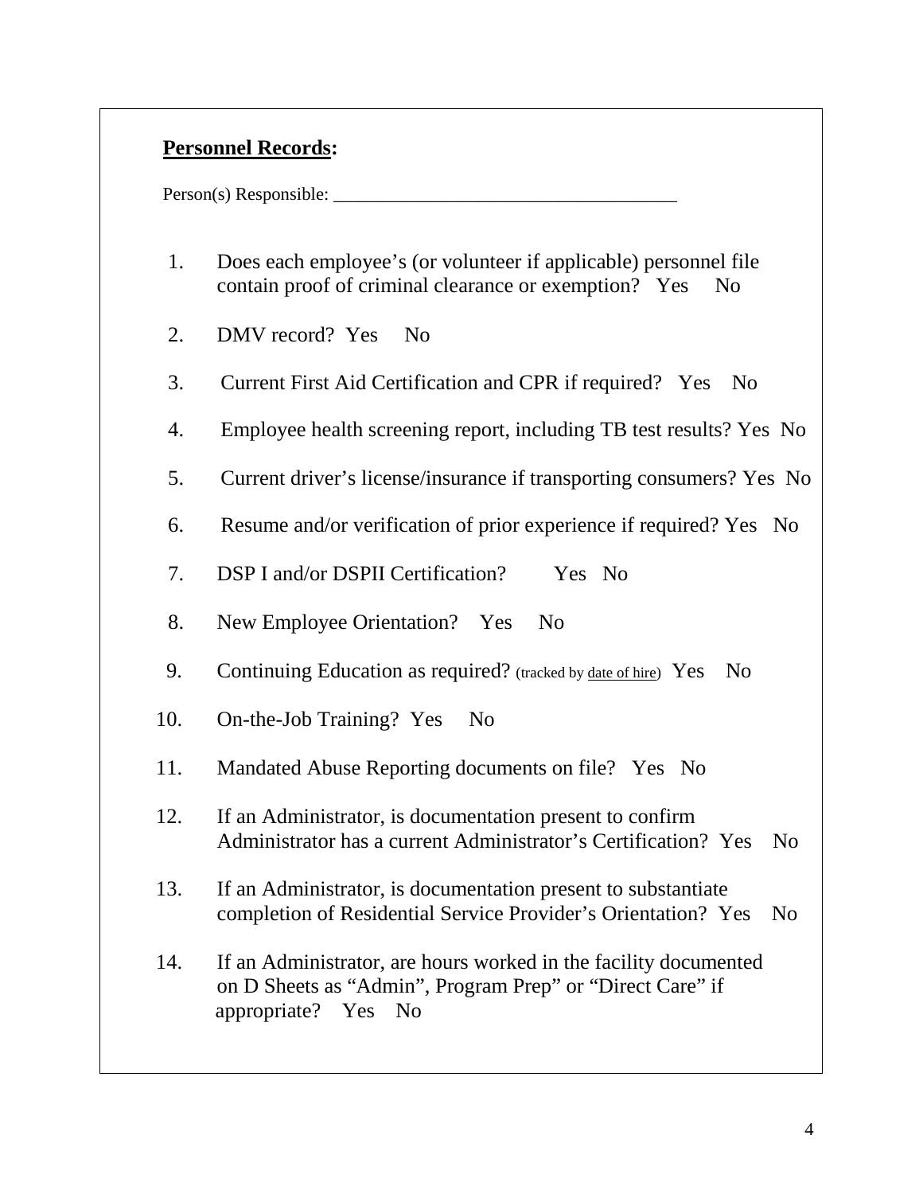**<u>Personnel Records</u>:**

Person(s) Responsible: ______________________________________

1. Does each employee's (or volunteer if applicable) personnel file contain proof of criminal clearance or exemption? Yes No
2. DMV record? Yes No
3. Current First Aid Certification and CPR if required? Yes No
4. Employee health screening report, including TB test results? Yes No
5. Current driver's license/insurance if transporting consumers? Yes No
6. Resume and/or verification of prior experience if required? Yes No
7. DSP I and/or DSPII Certification? Yes No
8. New Employee Orientation? Yes No
9. Continuing Education as required? (tracked by <u>date of hire</u>) Yes No
10. On-the-Job Training? Yes No
11. Mandated Abuse Reporting documents on file? Yes No
12. If an Administrator, is documentation present to confirm Administrator has a current Administrator's Certification? Yes No
13. If an Administrator, is documentation present to substantiate completion of Residential Service Provider's Orientation? Yes No
14. If an Administrator, are hours worked in the facility documented on D Sheets as "Admin", Program Prep" or "Direct Care" if appropriate? Yes No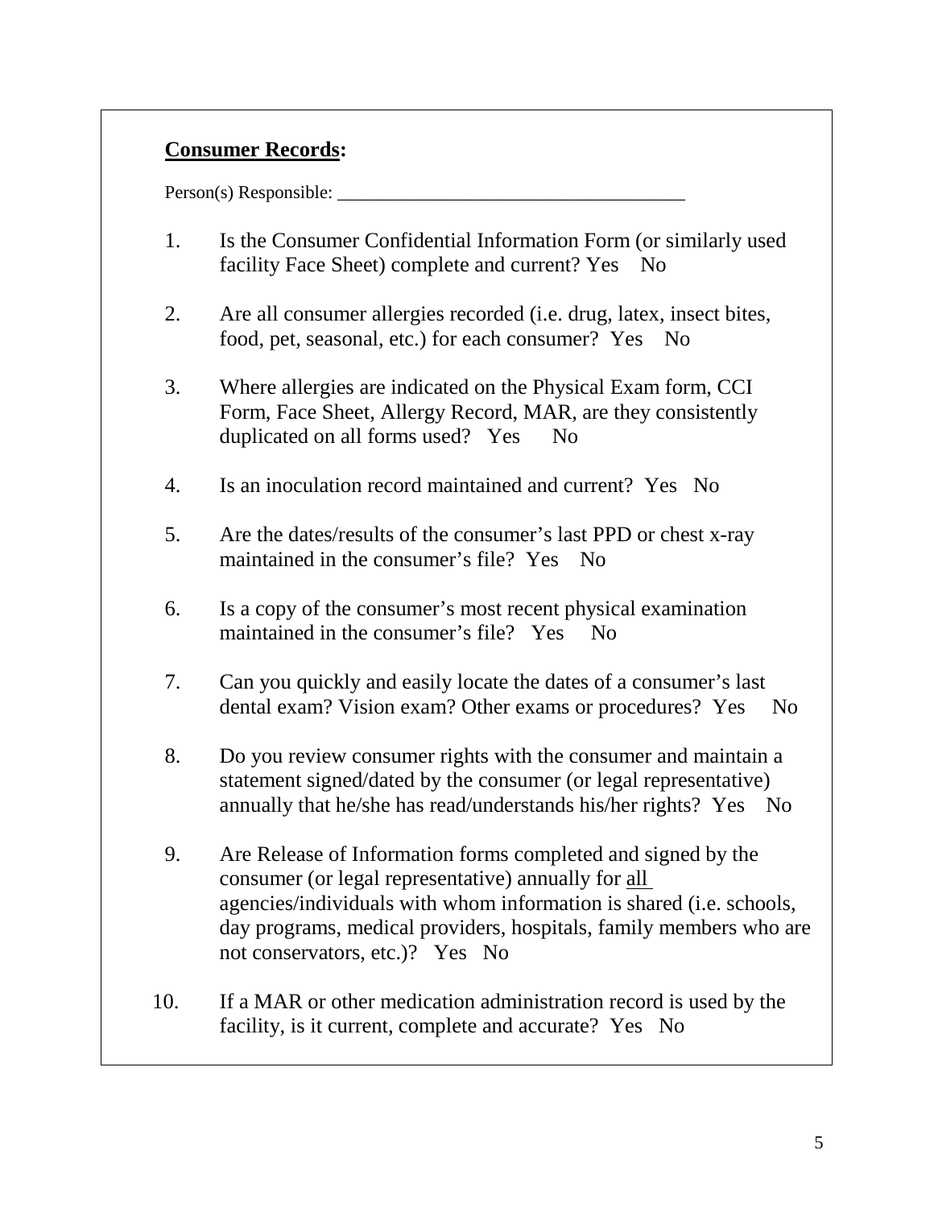**<u>Consumer Records</u>:**

Person(s) Responsible: _____________________________________

1. Is the Consumer Confidential Information Form (or similarly used facility Face Sheet) complete and current? Yes No

2. Are all consumer allergies recorded (i.e. drug, latex, insect bites, food, pet, seasonal, etc.) for each consumer? Yes No

3. Where allergies are indicated on the Physical Exam form, CCI Form, Face Sheet, Allergy Record, MAR, are they consistently duplicated on all forms used? Yes No

4. Is an inoculation record maintained and current? Yes No

5. Are the dates/results of the consumer's last PPD or chest x-ray maintained in the consumer's file? Yes No

6. Is a copy of the consumer's most recent physical examination maintained in the consumer's file? Yes No

7. Can you quickly and easily locate the dates of a consumer's last dental exam? Vision exam? Other exams or procedures? Yes No

8. Do you review consumer rights with the consumer and maintain a statement signed/dated by the consumer (or legal representative) annually that he/she has read/understands his/her rights? Yes No

9. Are Release of Information forms completed and signed by the consumer (or legal representative) annually for <u>all</u> agencies/individuals with whom information is shared (i.e. schools, day programs, medical providers, hospitals, family members who are not conservators, etc.)? Yes No

10. If a MAR or other medication administration record is used by the facility, is it current, complete and accurate? Yes No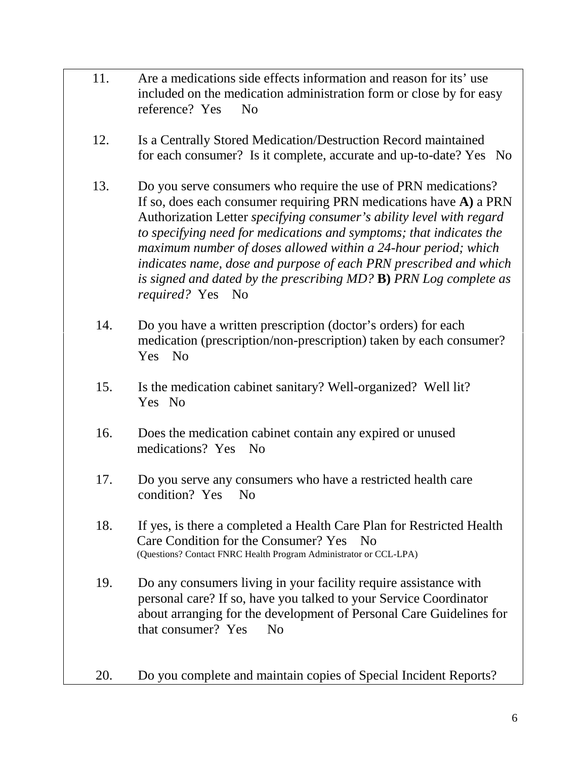11. Are a medications side effects information and reason for its' use included on the medication administration form or close by for easy reference? Yes No

12. Is a Centrally Stored Medication/Destruction Record maintained for each consumer? Is it complete, accurate and up-to-date? Yes No

13. Do you serve consumers who require the use of PRN medications? If so, does each consumer requiring PRN medications have **A)** a PRN Authorization Letter *specifying consumer's ability level with regard to specifying need for medications and symptoms; that indicates the maximum number of doses allowed within a 24-hour period; which indicates name, dose and purpose of each PRN prescribed and which is signed and dated by the prescribing MD?* **B)** *PRN Log complete as required?* Yes No

14. Do you have a written prescription (doctor's orders) for each medication (prescription/non-prescription) taken by each consumer? Yes No

15. Is the medication cabinet sanitary? Well-organized? Well lit? Yes No

16. Does the medication cabinet contain any expired or unused medications? Yes No

17. Do you serve any consumers who have a restricted health care condition? Yes No

18. If yes, is there a completed a Health Care Plan for Restricted Health Care Condition for the Consumer? Yes No
(Questions? Contact FNRC Health Program Administrator or CCL-LPA)

19. Do any consumers living in your facility require assistance with personal care? If so, have you talked to your Service Coordinator about arranging for the development of Personal Care Guidelines for that consumer? Yes No

20. Do you complete and maintain copies of Special Incident Reports?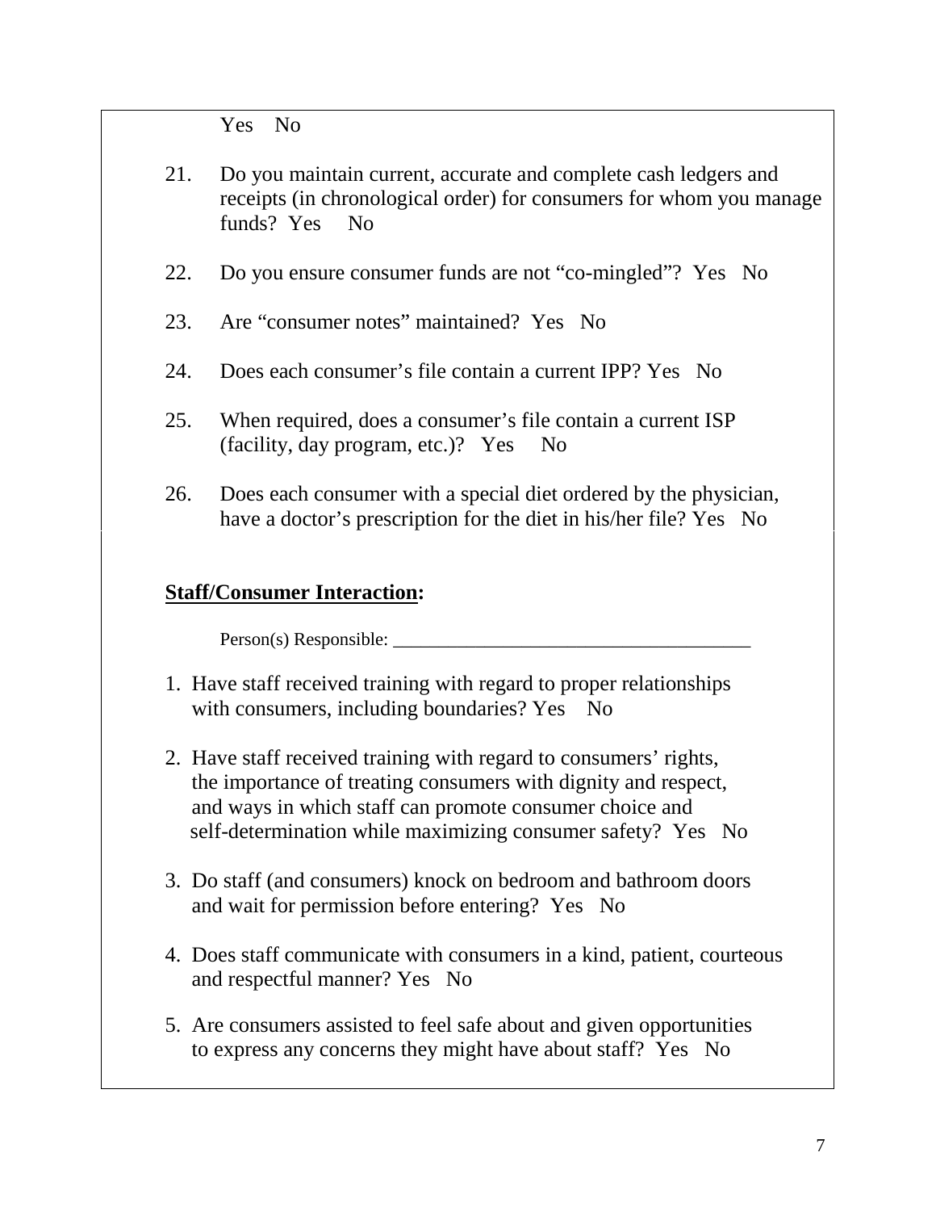Yes No

21. Do you maintain current, accurate and complete cash ledgers and receipts (in chronological order) for consumers for whom you manage funds? Yes No

22. Do you ensure consumer funds are not "co-mingled"? Yes No

23. Are "consumer notes" maintained? Yes No

24. Does each consumer's file contain a current IPP? Yes No

25. When required, does a consumer's file contain a current ISP (facility, day program, etc.)? Yes No

26. Does each consumer with a special diet ordered by the physician, have a doctor's prescription for the diet in his/her file? Yes No

**Staff/Consumer Interaction:**

Person(s) Responsible: ______________________________________

1. Have staff received training with regard to proper relationships with consumers, including boundaries? Yes No

2. Have staff received training with regard to consumers' rights, the importance of treating consumers with dignity and respect, and ways in which staff can promote consumer choice and self-determination while maximizing consumer safety? Yes No

3. Do staff (and consumers) knock on bedroom and bathroom doors and wait for permission before entering? Yes No

4. Does staff communicate with consumers in a kind, patient, courteous and respectful manner? Yes No

5. Are consumers assisted to feel safe about and given opportunities to express any concerns they might have about staff? Yes No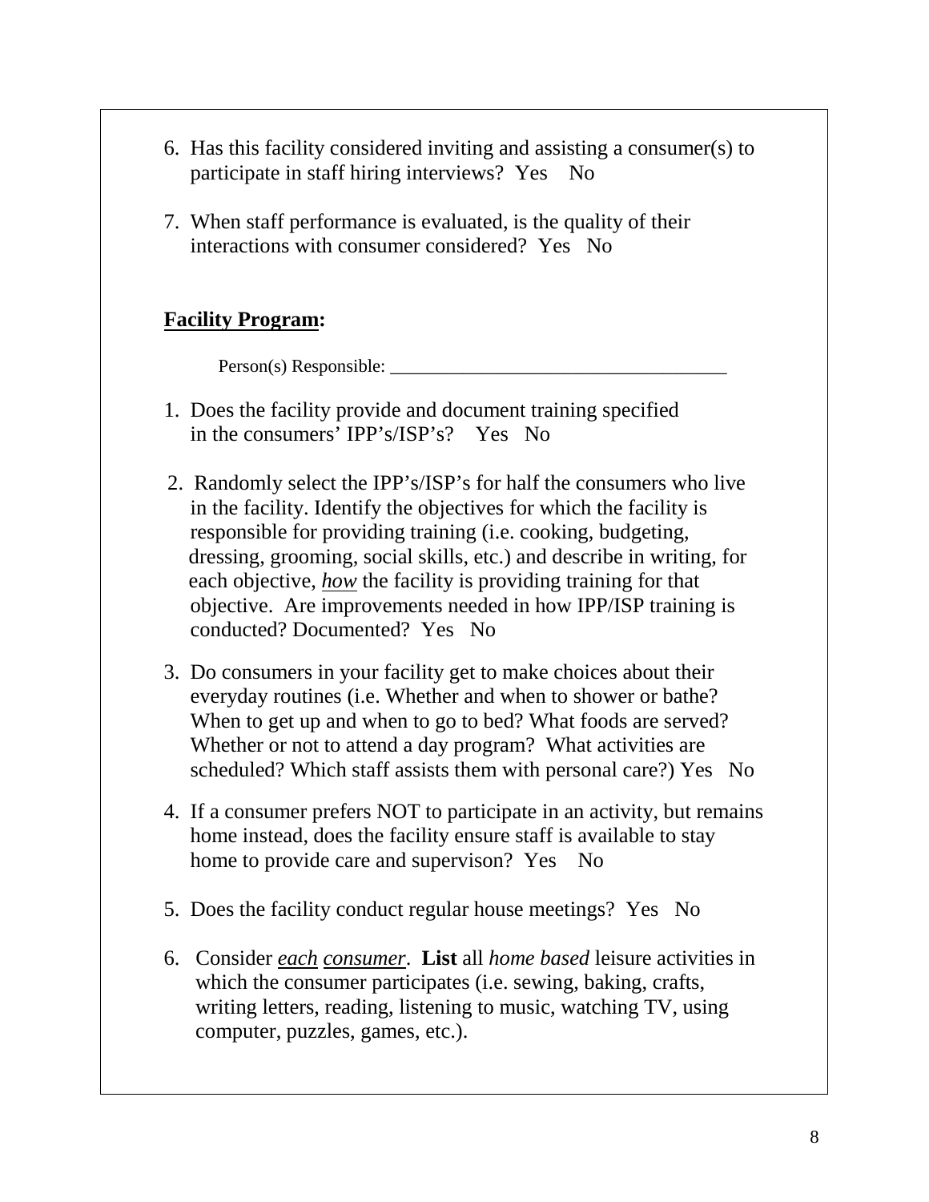6. Has this facility considered inviting and assisting a consumer(s) to participate in staff hiring interviews?  Yes    No

7. When staff performance is evaluated, is the quality of their interactions with consumer considered?  Yes   No

**Facility Program:**

Person(s) Responsible: ____________________________________

1. Does the facility provide and document training specified in the consumers' IPP's/ISP's?    Yes   No

2. Randomly select the IPP's/ISP's for half the consumers who live in the facility. Identify the objectives for which the facility is responsible for providing training (i.e. cooking, budgeting, dressing, grooming, social skills, etc.) and describe in writing, for each objective, ***how*** the facility is providing training for that objective.  Are improvements needed in how IPP/ISP training is conducted? Documented?  Yes   No

3. Do consumers in your facility get to make choices about their everyday routines (i.e. Whether and when to shower or bathe? When to get up and when to go to bed? What foods are served? Whether or not to attend a day program?  What activities are scheduled? Which staff assists them with personal care?) Yes   No

4. If a consumer prefers NOT to participate in an activity, but remains home instead, does the facility ensure staff is available to stay home to provide care and supervison?  Yes    No

5. Does the facility conduct regular house meetings?  Yes   No

6. Consider ***each consumer***.  **List** all *home based* leisure activities in which the consumer participates (i.e. sewing, baking, crafts, writing letters, reading, listening to music, watching TV, using computer, puzzles, games, etc.).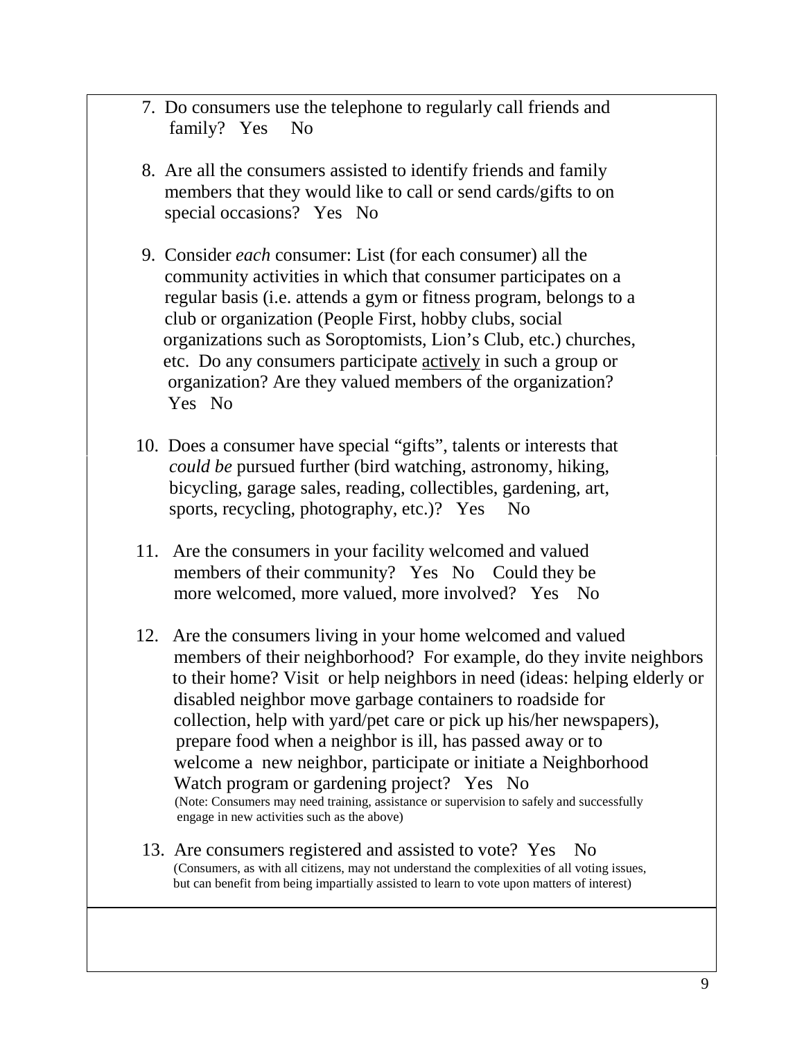7. Do consumers use the telephone to regularly call friends and family? Yes No

8. Are all the consumers assisted to identify friends and family members that they would like to call or send cards/gifts to on special occasions? Yes No

9. Consider *each* consumer: List (for each consumer) all the community activities in which that consumer participates on a regular basis (i.e. attends a gym or fitness program, belongs to a club or organization (People First, hobby clubs, social organizations such as Soroptomists, Lion's Club, etc.) churches, etc. Do any consumers participate <u>actively</u> in such a group or organization? Are they valued members of the organization? Yes No

10. Does a consumer have special "gifts", talents or interests that *could be* pursued further (bird watching, astronomy, hiking, bicycling, garage sales, reading, collectibles, gardening, art, sports, recycling, photography, etc.)? Yes No

11. Are the consumers in your facility welcomed and valued members of their community? Yes No Could they be more welcomed, more valued, more involved? Yes No

12. Are the consumers living in your home welcomed and valued members of their neighborhood? For example, do they invite neighbors to their home? Visit or help neighbors in need (ideas: helping elderly or disabled neighbor move garbage containers to roadside for collection, help with yard/pet care or pick up his/her newspapers), prepare food when a neighbor is ill, has passed away or to welcome a new neighbor, participate or initiate a Neighborhood Watch program or gardening project? Yes No
    (Note: Consumers may need training, assistance or supervision to safely and successfully engage in new activities such as the above)

13. Are consumers registered and assisted to vote? Yes No
    (Consumers, as with all citizens, may not understand the complexities of all voting issues, but can benefit from being impartially assisted to learn to vote upon matters of interest)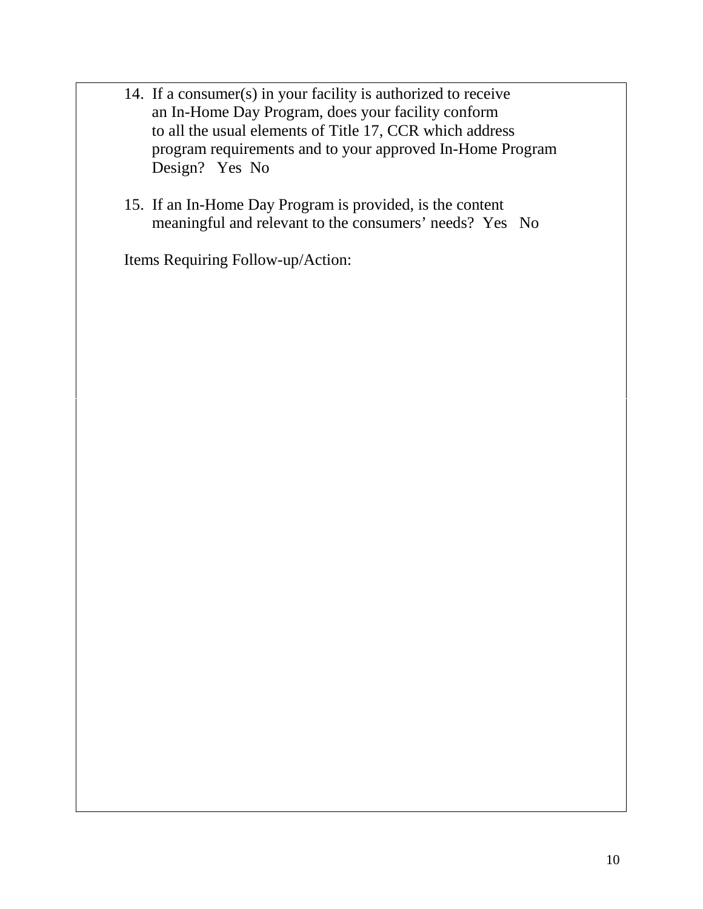14. If a consumer(s) in your facility is authorized to receive an In-Home Day Program, does your facility conform to all the usual elements of Title 17, CCR which address program requirements and to your approved In-Home Program Design? Yes No

15. If an In-Home Day Program is provided, is the content meaningful and relevant to the consumers' needs? Yes No

Items Requiring Follow-up/Action: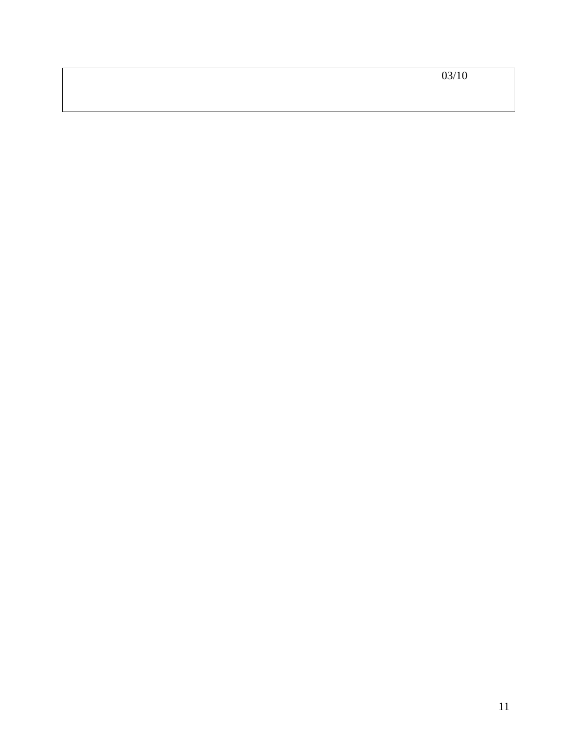| |
|---|
| 03/10 |